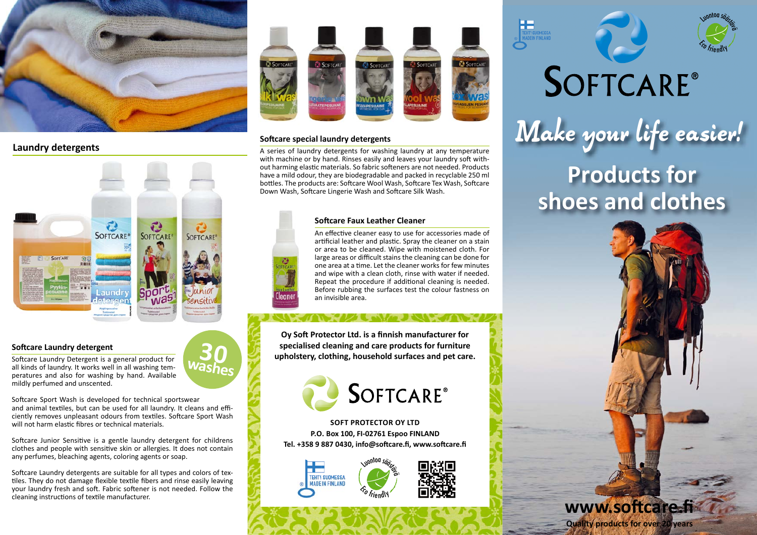## Laundry detergents

### Softcare Laundry detergent

**30 washes**

Softcare Laundry Detergent is a general product for all kinds of laundry. It works well in all washing temperatures and also for washing by hand. Available mildly perfumed and unscented.

Softcare Sport Wash is developed for technical sportswear and animal textiles, but can be used for all laundry. It cleans and efficiently removes unpleasant odours from textiles. Softcare Sport Wash will not harm elastic fibres or technical materials.

Softcare Junior Sensitive is a gentle laundry detergent for childrens clothes and people with sensitive skin or allergies. It does not contain any perfumes, bleaching agents, coloring agents or soap.

Softcare Laundry detergents are suitable for all types and colors of textiles. They do not damage flexible textile fibers and rinse easily leaving your laundry fresh and soft. Fabric softener is not needed. Follow the cleaning instructions of textile manufacturer.

### Softcare special laundry detergents

A series of laundry detergents for washing laundry at any temperature with machine or by hand. Rinses easily and leaves your laundry soft without harming elastic materials. So fabric softeners are not needed. Products have a mild odour, they are biodegradable and packed in recyclable 250 ml bottles. The products are: Softcare Wool Wash, Softcare Tex Wash, Softcare Down Wash, Softcare Lingerie Wash and Softcare Silk Wash.

### Softcare Faux Leather Cleaner

An effective cleaner easy to use for accessories made of artificial leather and plastic. Spray the cleaner on a stain or area to be cleaned. Wipe with moistened cloth. For large areas or difficult stains the cleaning can be done for one area at a time. Let the cleaner works for few minutes and wipe with a clean cloth, rinse with water if needed. Repeat the procedure if additional cleaning is needed. Before rubbing the surfaces test the colour fastness on an invisible area.

**Oy Soft Protector Ltd. is a finnish manufacturer for specialised cleaning and care products for furniture upholstery, clothing, household surfaces and pet care.**

SOFTCARE®

**SOFT PROTECTOR OY LTD**
**P.O. Box 100, FI-02761 Espoo FINLAND**
**Tel. +358 9 887 0430, info@softcare.fi, www.softcare.fi**

TEHTY SUOMESSA MADE IN FINLAND

Luontoa säästävä Eco friendly

# SOFTCARE®

## *Make your life easier!*

## Products for shoes and clothes

**www.softcare.fi**

**Quality products for over 20 years**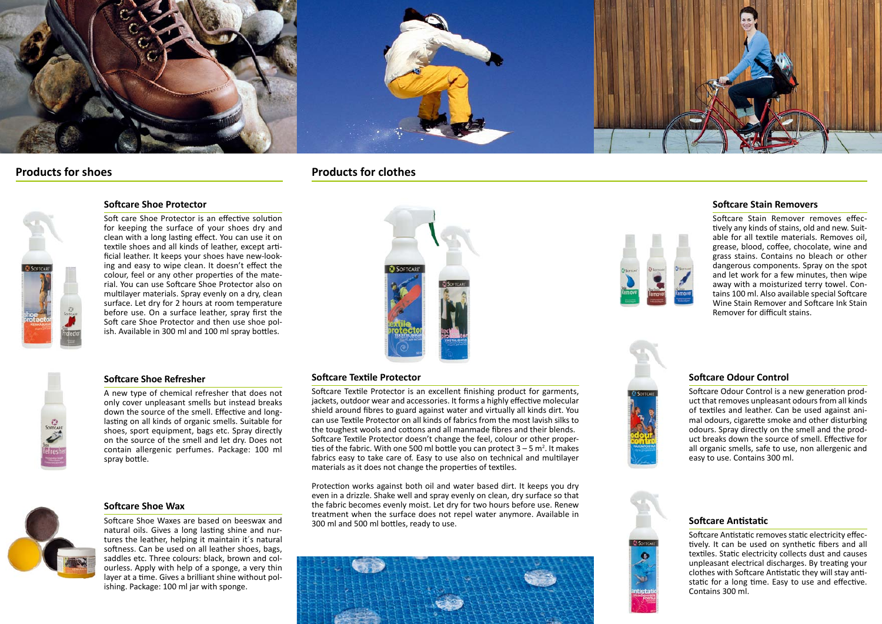## Products for shoes

### Softcare Shoe Protector

Soft care Shoe Protector is an effective solution for keeping the surface of your shoes dry and clean with a long lasting effect. You can use it on textile shoes and all kinds of leather, except artificial leather. It keeps your shoes have new-looking and easy to wipe clean. It doesn't effect the colour, feel or any other properties of the material. You can use Softcare Shoe Protector also on multilayer materials. Spray evenly on a dry, clean surface. Let dry for 2 hours at room temperature before use. On a surface leather, spray first the Soft care Shoe Protector and then use shoe polish. Available in 300 ml and 100 ml spray bottles.

### Softcare Shoe Refresher

A new type of chemical refresher that does not only cover unpleasant smells but instead breaks down the source of the smell. Effective and long-lasting on all kinds of organic smells. Suitable for shoes, sport equipment, bags etc. Spray directly on the source of the smell and let dry. Does not contain allergenic perfumes. Package: 100 ml spray bottle.

### Softcare Shoe Wax

Softcare Shoe Waxes are based on beeswax and natural oils. Gives a long lasting shine and nurtures the leather, helping it maintain it´s natural softness. Can be used on all leather shoes, bags, saddles etc. Three colours: black, brown and colourless. Apply with help of a sponge, a very thin layer at a time. Gives a brilliant shine without polishing. Package: 100 ml jar with sponge.

## Products for clothes

### Softcare Textile Protector

Softcare Textile Protector is an excellent finishing product for garments, jackets, outdoor wear and accessories. It forms a highly effective molecular shield around fibres to guard against water and virtually all kinds dirt. You can use Textile Protector on all kinds of fabrics from the most lavish silks to the toughest wools and cottons and all manmade fibres and their blends. Softcare Textile Protector doesn't change the feel, colour or other properties of the fabric. With one 500 ml bottle you can protect 3 – 5 $m^2$. It makes fabrics easy to take care of. Easy to use also on technical and multilayer materials as it does not change the properties of textiles.

Protection works against both oil and water based dirt. It keeps you dry even in a drizzle. Shake well and spray evenly on clean, dry surface so that the fabric becomes evenly moist. Let dry for two hours before use. Renew treatment when the surface does not repel water anymore. Available in 300 ml and 500 ml bottles, ready to use.

### Softcare Stain Removers

Softcare Stain Remover removes effectively any kinds of stains, old and new. Suitable for all textile materials. Removes oil, grease, blood, coffee, chocolate, wine and grass stains. Contains no bleach or other dangerous components. Spray on the spot and let work for a few minutes, then wipe away with a moisturized terry towel. Contains 100 ml. Also available special Softcare Wine Stain Remover and Softcare Ink Stain Remover for difficult stains.

### Softcare Odour Control

Softcare Odour Control is a new generation product that removes unpleasant odours from all kinds of textiles and leather. Can be used against animal odours, cigarette smoke and other disturbing odours. Spray directly on the smell and the product breaks down the source of smell. Effective for all organic smells, safe to use, non allergenic and easy to use. Contains 300 ml.

### Softcare Antistatic

Softcare Antistatic removes static electricity effectively. It can be used on synthetic fibers and all textiles. Static electricity collects dust and causes unpleasant electrical discharges. By treating your clothes with Softcare Antistatic they will stay antistatic for a long time. Easy to use and effective. Contains 300 ml.